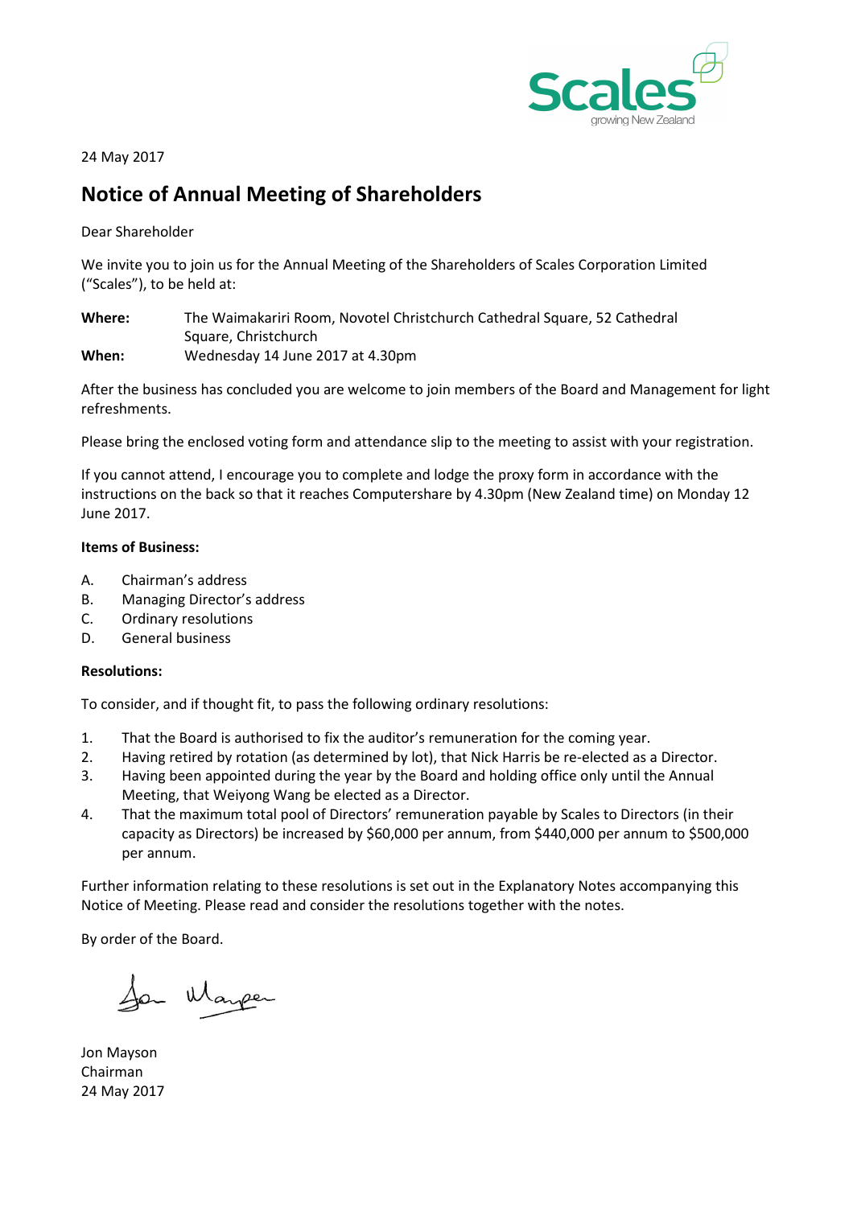24 May 2017

# Notice of Annual Meeting of Shareholders

Dear Shareholder

We invite you to join us for the Annual Meeting of the Shareholders of Scales Corporation Limited ("Scales"), to be held at:

**Where:** The Waimakariri Room, Novotel Christchurch Cathedral Square, 52 Cathedral Square, Christchurch

**When:** Wednesday 14 June 2017 at 4.30pm

After the business has concluded you are welcome to join members of the Board and Management for light refreshments.

Please bring the enclosed voting form and attendance slip to the meeting to assist with your registration.

If you cannot attend, I encourage you to complete and lodge the proxy form in accordance with the instructions on the back so that it reaches Computershare by 4.30pm (New Zealand time) on Monday 12 June 2017.

**Items of Business:**

A. Chairman's address
B. Managing Director's address
C. Ordinary resolutions
D. General business

**Resolutions:**

To consider, and if thought fit, to pass the following ordinary resolutions:

1. That the Board is authorised to fix the auditor's remuneration for the coming year.
2. Having retired by rotation (as determined by lot), that Nick Harris be re-elected as a Director.
3. Having been appointed during the year by the Board and holding office only until the Annual Meeting, that Weiyong Wang be elected as a Director.
4. That the maximum total pool of Directors' remuneration payable by Scales to Directors (in their capacity as Directors) be increased by $60,000 per annum, from $440,000 per annum to $500,000 per annum.

Further information relating to these resolutions is set out in the Explanatory Notes accompanying this Notice of Meeting. Please read and consider the resolutions together with the notes.

By order of the Board.

Jon Mayson
Chairman
24 May 2017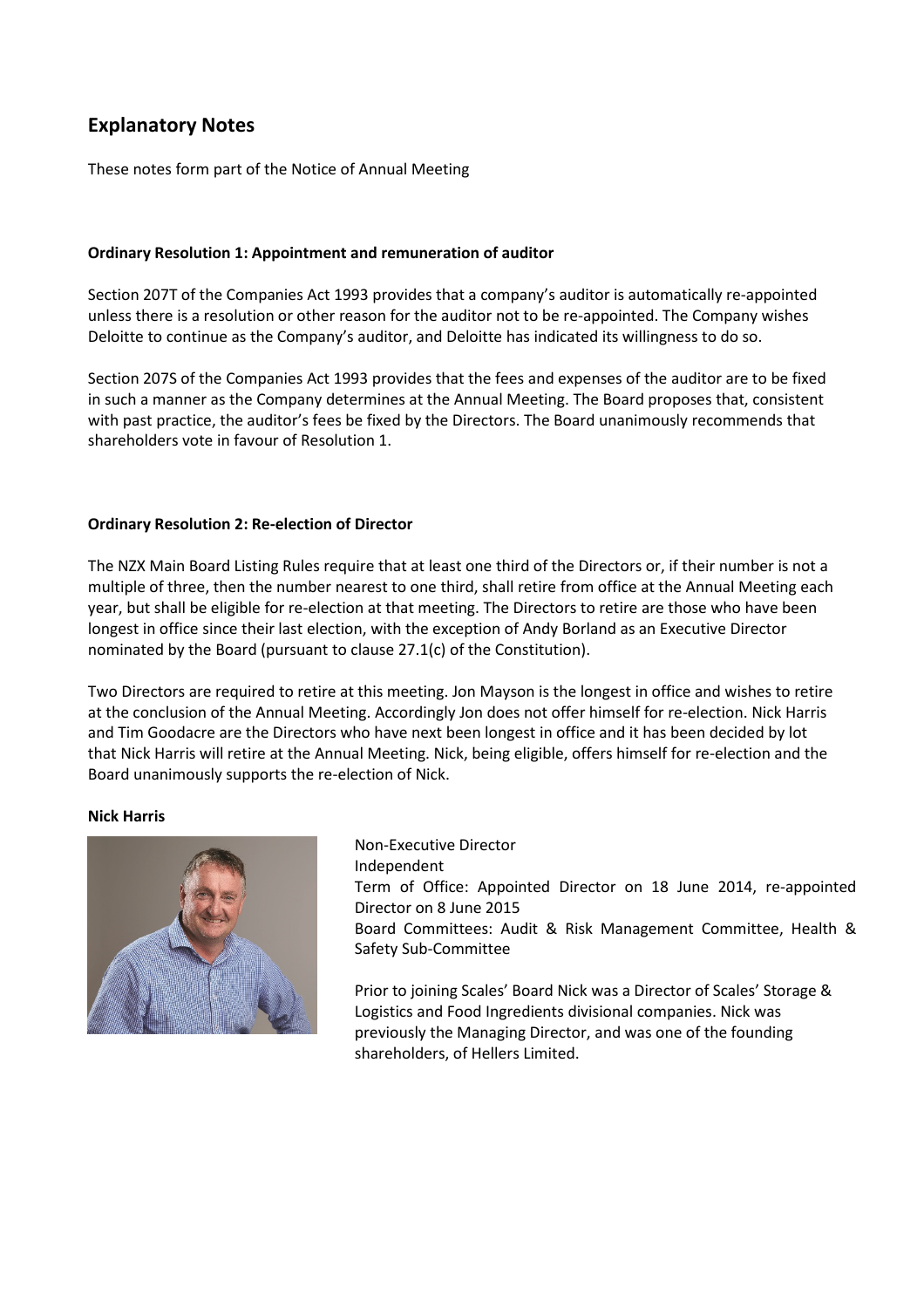## Explanatory Notes

These notes form part of the Notice of Annual Meeting

**Ordinary Resolution 1: Appointment and remuneration of auditor**

Section 207T of the Companies Act 1993 provides that a company's auditor is automatically re-appointed unless there is a resolution or other reason for the auditor not to be re-appointed. The Company wishes Deloitte to continue as the Company's auditor, and Deloitte has indicated its willingness to do so.

Section 207S of the Companies Act 1993 provides that the fees and expenses of the auditor are to be fixed in such a manner as the Company determines at the Annual Meeting. The Board proposes that, consistent with past practice, the auditor's fees be fixed by the Directors. The Board unanimously recommends that shareholders vote in favour of Resolution 1.

**Ordinary Resolution 2: Re-election of Director**

The NZX Main Board Listing Rules require that at least one third of the Directors or, if their number is not a multiple of three, then the number nearest to one third, shall retire from office at the Annual Meeting each year, but shall be eligible for re-election at that meeting. The Directors to retire are those who have been longest in office since their last election, with the exception of Andy Borland as an Executive Director nominated by the Board (pursuant to clause 27.1(c) of the Constitution).

Two Directors are required to retire at this meeting. Jon Mayson is the longest in office and wishes to retire at the conclusion of the Annual Meeting. Accordingly Jon does not offer himself for re-election. Nick Harris and Tim Goodacre are the Directors who have next been longest in office and it has been decided by lot that Nick Harris will retire at the Annual Meeting. Nick, being eligible, offers himself for re-election and the Board unanimously supports the re-election of Nick.

**Nick Harris**

Non-Executive Director
Independent
Term of Office: Appointed Director on 18 June 2014, re-appointed Director on 8 June 2015
Board Committees: Audit & Risk Management Committee, Health & Safety Sub-Committee

Prior to joining Scales' Board Nick was a Director of Scales' Storage & Logistics and Food Ingredients divisional companies. Nick was previously the Managing Director, and was one of the founding shareholders, of Hellers Limited.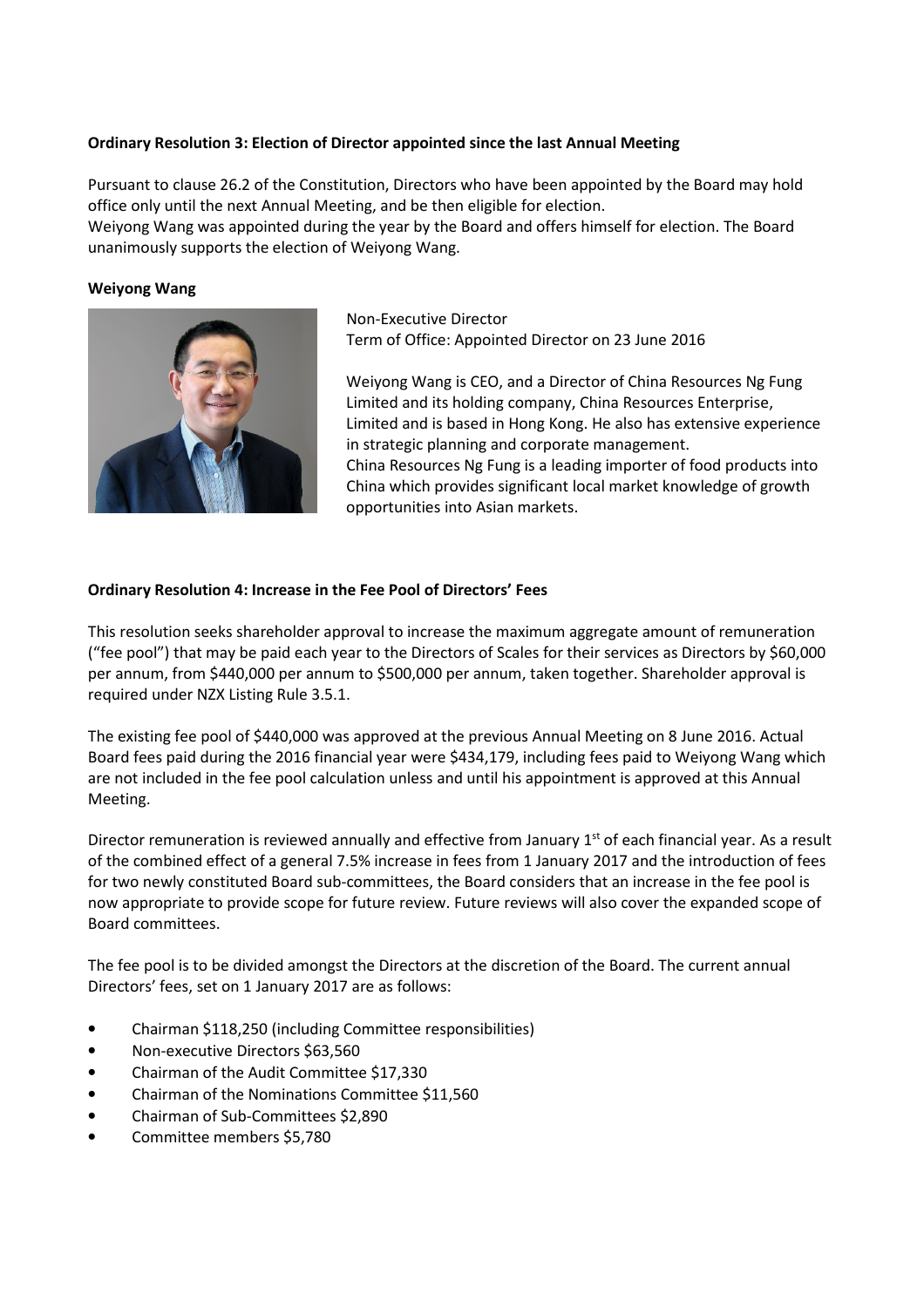**Ordinary Resolution 3: Election of Director appointed since the last Annual Meeting**

Pursuant to clause 26.2 of the Constitution, Directors who have been appointed by the Board may hold office only until the next Annual Meeting, and be then eligible for election.
Weiyong Wang was appointed during the year by the Board and offers himself for election. The Board unanimously supports the election of Weiyong Wang.

**Weiyong Wang**

Non-Executive Director
Term of Office: Appointed Director on 23 June 2016

Weiyong Wang is CEO, and a Director of China Resources Ng Fung Limited and its holding company, China Resources Enterprise, Limited and is based in Hong Kong. He also has extensive experience in strategic planning and corporate management.
China Resources Ng Fung is a leading importer of food products into China which provides significant local market knowledge of growth opportunities into Asian markets.

**Ordinary Resolution 4: Increase in the Fee Pool of Directors' Fees**

This resolution seeks shareholder approval to increase the maximum aggregate amount of remuneration ("fee pool") that may be paid each year to the Directors of Scales for their services as Directors by $60,000 per annum, from $440,000 per annum to $500,000 per annum, taken together. Shareholder approval is required under NZX Listing Rule 3.5.1.

The existing fee pool of $440,000 was approved at the previous Annual Meeting on 8 June 2016. Actual Board fees paid during the 2016 financial year were $434,179, including fees paid to Weiyong Wang which are not included in the fee pool calculation unless and until his appointment is approved at this Annual Meeting.

Director remuneration is reviewed annually and effective from January 1st of each financial year. As a result of the combined effect of a general 7.5% increase in fees from 1 January 2017 and the introduction of fees for two newly constituted Board sub-committees, the Board considers that an increase in the fee pool is now appropriate to provide scope for future review. Future reviews will also cover the expanded scope of Board committees.

The fee pool is to be divided amongst the Directors at the discretion of the Board. The current annual Directors' fees, set on 1 January 2017 are as follows:

- Chairman $118,250 (including Committee responsibilities)
- Non-executive Directors $63,560
- Chairman of the Audit Committee $17,330
- Chairman of the Nominations Committee $11,560
- Chairman of Sub-Committees $2,890
- Committee members $5,780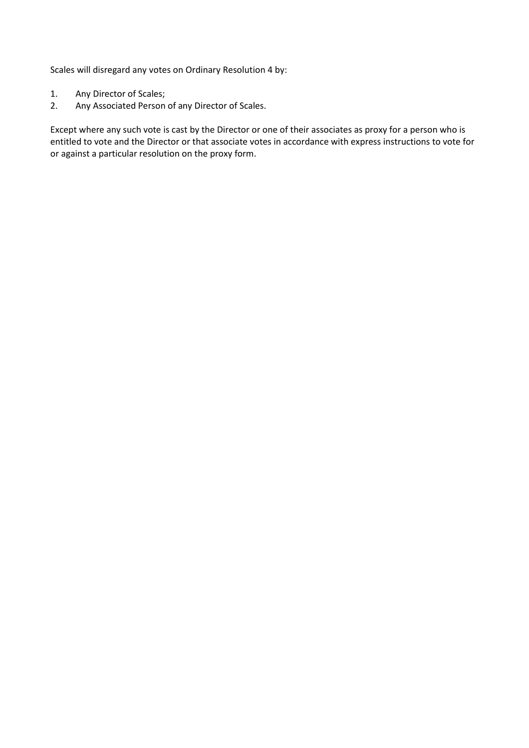Scales will disregard any votes on Ordinary Resolution 4 by:

1. Any Director of Scales;
2. Any Associated Person of any Director of Scales.

Except where any such vote is cast by the Director or one of their associates as proxy for a person who is entitled to vote and the Director or that associate votes in accordance with express instructions to vote for or against a particular resolution on the proxy form.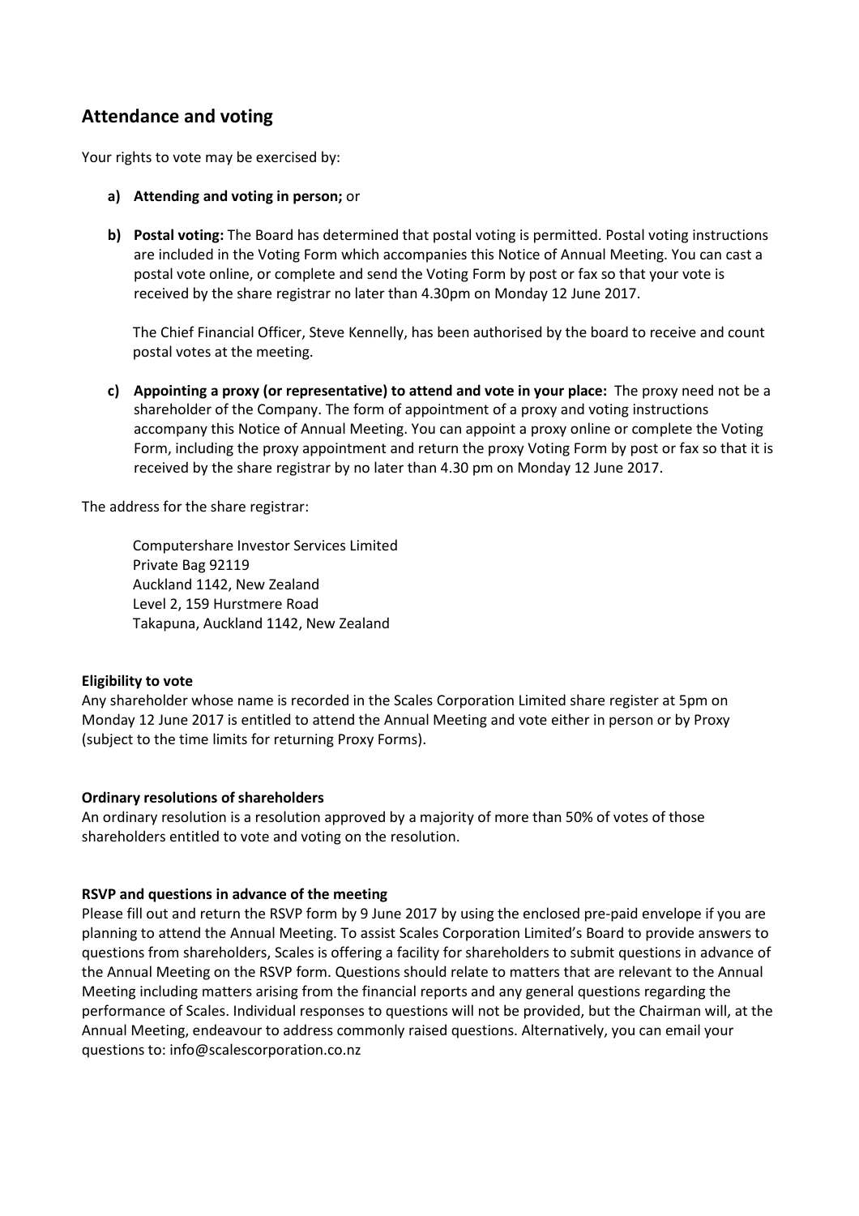## Attendance and voting

Your rights to vote may be exercised by:

a) **Attending and voting in person;** or

b) **Postal voting:** The Board has determined that postal voting is permitted. Postal voting instructions are included in the Voting Form which accompanies this Notice of Annual Meeting. You can cast a postal vote online, or complete and send the Voting Form by post or fax so that your vote is received by the share registrar no later than 4.30pm on Monday 12 June 2017.

   The Chief Financial Officer, Steve Kennelly, has been authorised by the board to receive and count postal votes at the meeting.

c) **Appointing a proxy (or representative) to attend and vote in your place:** The proxy need not be a shareholder of the Company. The form of appointment of a proxy and voting instructions accompany this Notice of Annual Meeting. You can appoint a proxy online or complete the Voting Form, including the proxy appointment and return the proxy Voting Form by post or fax so that it is received by the share registrar by no later than 4.30 pm on Monday 12 June 2017.

The address for the share registrar:

Computershare Investor Services Limited
Private Bag 92119
Auckland 1142, New Zealand
Level 2, 159 Hurstmere Road
Takapuna, Auckland 1142, New Zealand

**Eligibility to vote**

Any shareholder whose name is recorded in the Scales Corporation Limited share register at 5pm on Monday 12 June 2017 is entitled to attend the Annual Meeting and vote either in person or by Proxy (subject to the time limits for returning Proxy Forms).

**Ordinary resolutions of shareholders**

An ordinary resolution is a resolution approved by a majority of more than 50% of votes of those shareholders entitled to vote and voting on the resolution.

**RSVP and questions in advance of the meeting**

Please fill out and return the RSVP form by 9 June 2017 by using the enclosed pre-paid envelope if you are planning to attend the Annual Meeting. To assist Scales Corporation Limited's Board to provide answers to questions from shareholders, Scales is offering a facility for shareholders to submit questions in advance of the Annual Meeting on the RSVP form. Questions should relate to matters that are relevant to the Annual Meeting including matters arising from the financial reports and any general questions regarding the performance of Scales. Individual responses to questions will not be provided, but the Chairman will, at the Annual Meeting, endeavour to address commonly raised questions. Alternatively, you can email your questions to: info@scalescorporation.co.nz